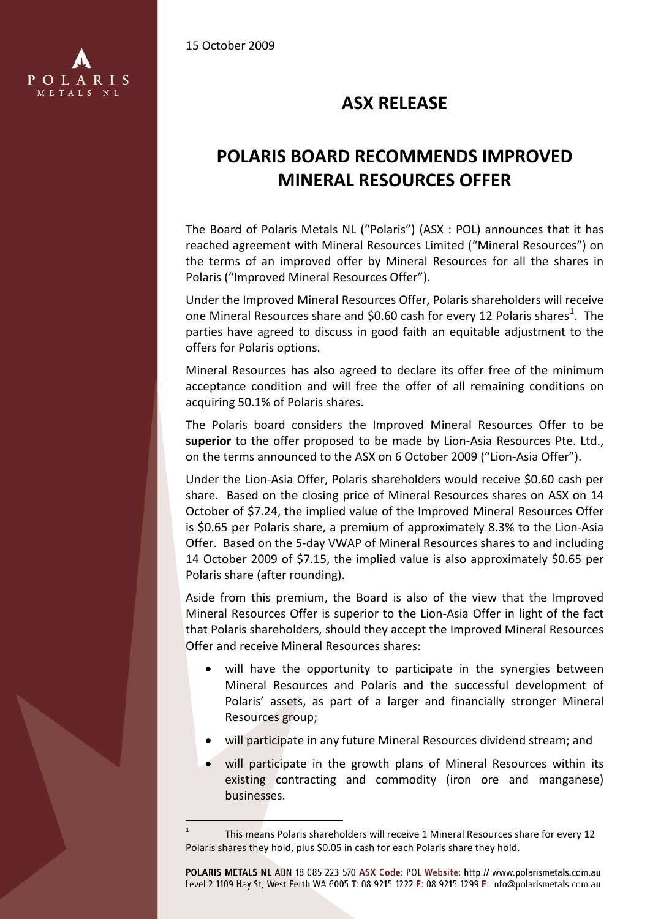15 October 2009

# ASX RELEASE

# POLARIS BOARD RECOMMENDS IMPROVED MINERAL RESOURCES OFFER

The Board of Polaris Metals NL ("Polaris") (ASX : POL) announces that it has reached agreement with Mineral Resources Limited ("Mineral Resources") on the terms of an improved offer by Mineral Resources for all the shares in Polaris ("Improved Mineral Resources Offer").

Under the Improved Mineral Resources Offer, Polaris shareholders will receive one Mineral Resources share and \$0.60 cash for every 12 Polaris shares[1]. The parties have agreed to discuss in good faith an equitable adjustment to the offers for Polaris options.

Mineral Resources has also agreed to declare its offer free of the minimum acceptance condition and will free the offer of all remaining conditions on acquiring 50.1% of Polaris shares.

The Polaris board considers the Improved Mineral Resources Offer to be **superior** to the offer proposed to be made by Lion-Asia Resources Pte. Ltd., on the terms announced to the ASX on 6 October 2009 ("Lion-Asia Offer").

Under the Lion-Asia Offer, Polaris shareholders would receive \$0.60 cash per share. Based on the closing price of Mineral Resources shares on ASX on 14 October of \$7.24, the implied value of the Improved Mineral Resources Offer is \$0.65 per Polaris share, a premium of approximately 8.3% to the Lion-Asia Offer. Based on the 5-day VWAP of Mineral Resources shares to and including 14 October 2009 of \$7.15, the implied value is also approximately \$0.65 per Polaris share (after rounding).

Aside from this premium, the Board is also of the view that the Improved Mineral Resources Offer is superior to the Lion-Asia Offer in light of the fact that Polaris shareholders, should they accept the Improved Mineral Resources Offer and receive Mineral Resources shares:

- will have the opportunity to participate in the synergies between Mineral Resources and Polaris and the successful development of Polaris' assets, as part of a larger and financially stronger Mineral Resources group;
- will participate in any future Mineral Resources dividend stream; and
- will participate in the growth plans of Mineral Resources within its existing contracting and commodity (iron ore and manganese) businesses.

[1] This means Polaris shareholders will receive 1 Mineral Resources share for every 12 Polaris shares they hold, plus \$0.05 in cash for each Polaris share they hold.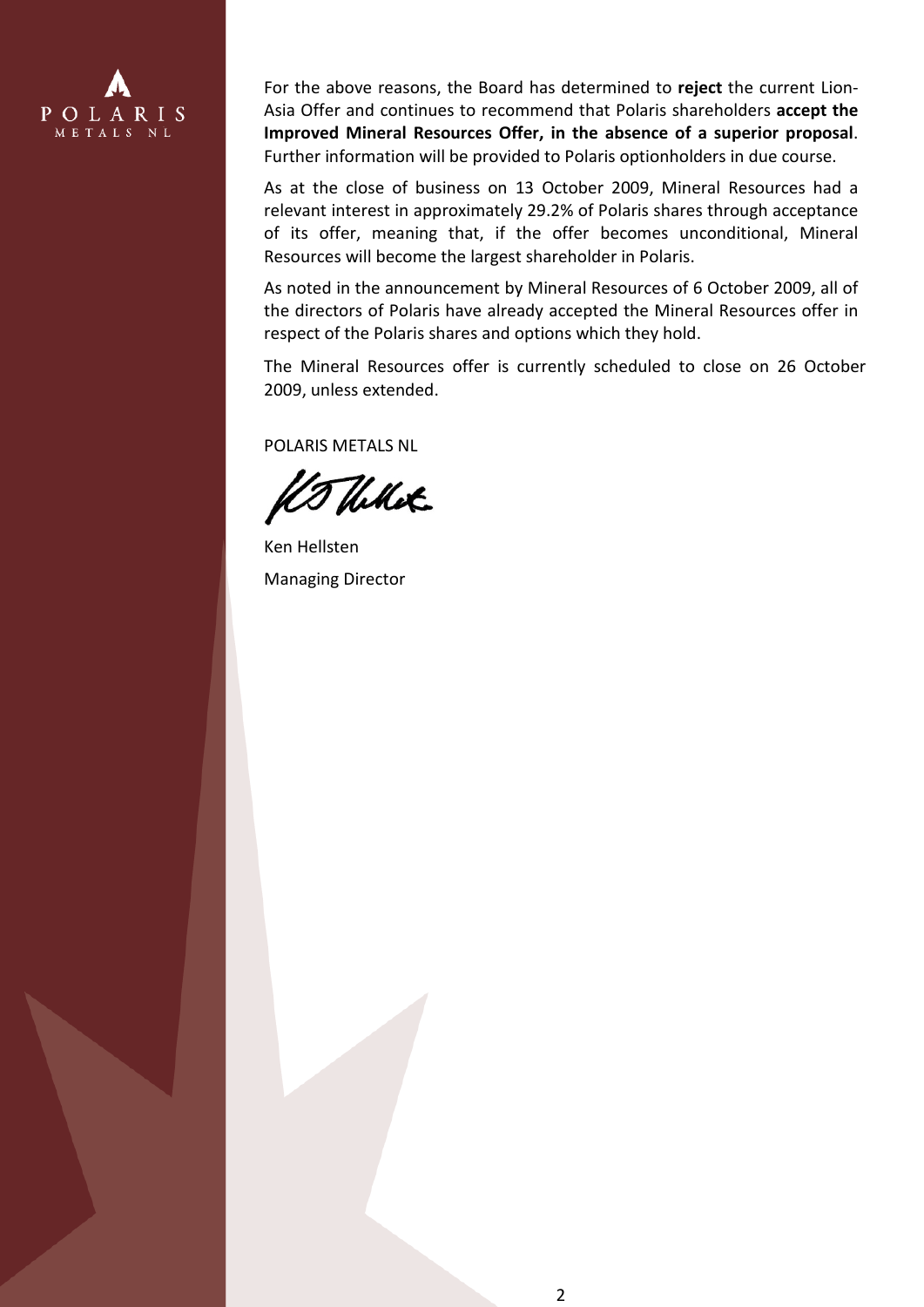For the above reasons, the Board has determined to **reject** the current Lion-Asia Offer and continues to recommend that Polaris shareholders **accept the Improved Mineral Resources Offer, in the absence of a superior proposal**. Further information will be provided to Polaris optionholders in due course.

As at the close of business on 13 October 2009, Mineral Resources had a relevant interest in approximately 29.2% of Polaris shares through acceptance of its offer, meaning that, if the offer becomes unconditional, Mineral Resources will become the largest shareholder in Polaris.

As noted in the announcement by Mineral Resources of 6 October 2009, all of the directors of Polaris have already accepted the Mineral Resources offer in respect of the Polaris shares and options which they hold.

The Mineral Resources offer is currently scheduled to close on 26 October 2009, unless extended.

POLARIS METALS NL

Ken Hellsten

Managing Director